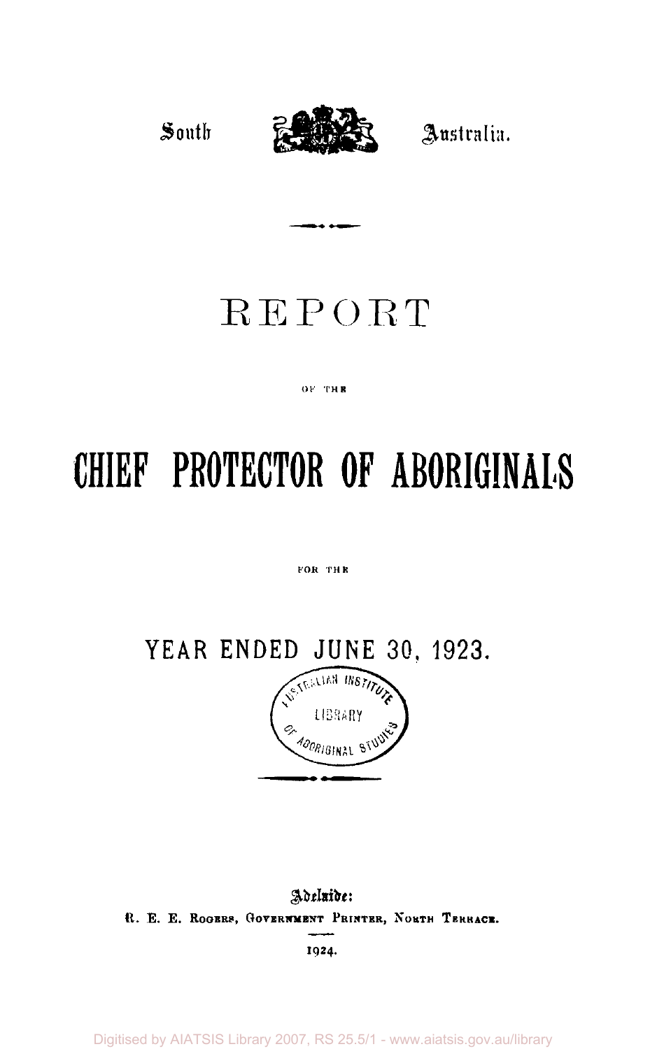South Australia.

# REPORT

OF THE

# CHIEF PROTECTOR OF ABORIGINALS

FOR THE

## YEAR ENDED JUNE 30, 1923.

Adelaide:
R. E. E. ROGERS, GOVERNMENT PRINTER, NORTH TERRACE.

1924.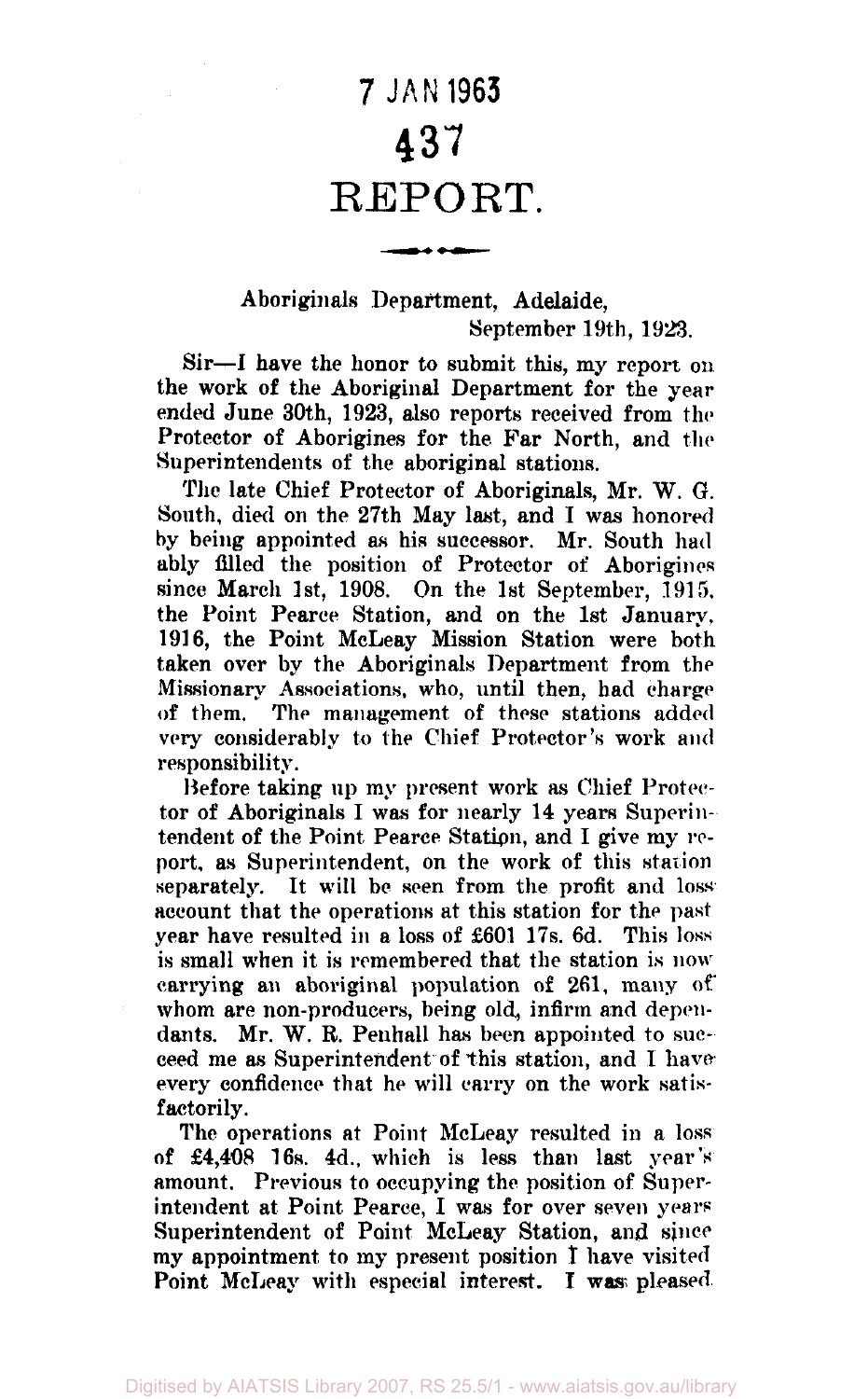7 JAN 1963

437

# REPORT.

Aboriginals Department, Adelaide,
September 19th, 1923.

Sir—I have the honor to submit this, my report on the work of the Aboriginal Department for the year ended June 30th, 1923, also reports received from the Protector of Aborigines for the Far North, and the Superintendents of the aboriginal stations.

The late Chief Protector of Aboriginals, Mr. W. G. South, died on the 27th May last, and I was honored by being appointed as his successor. Mr. South had ably filled the position of Protector of Aborigines since March 1st, 1908. On the 1st September, 1915, the Point Pearce Station, and on the 1st January, 1916, the Point McLeay Mission Station were both taken over by the Aboriginals Department from the Missionary Associations, who, until then, had charge of them. The management of these stations added very considerably to the Chief Protector's work and responsibility.

Before taking up my present work as Chief Protector of Aboriginals I was for nearly 14 years Superintendent of the Point Pearce Station, and I give my report, as Superintendent, on the work of this station separately. It will be seen from the profit and loss account that the operations at this station for the past year have resulted in a loss of £601 17s. 6d. This loss is small when it is remembered that the station is now carrying an aboriginal population of 261, many of whom are non-producers, being old, infirm and dependants. Mr. W. R. Penhall has been appointed to succeed me as Superintendent of this station, and I have every confidence that he will carry on the work satisfactorily.

The operations at Point McLeay resulted in a loss of £4,408 16s. 4d., which is less than last year's amount. Previous to occupying the position of Superintendent at Point Pearce, I was for over seven years Superintendent of Point McLeay Station, and since my appointment to my present position I have visited Point McLeay with especial interest. I was pleased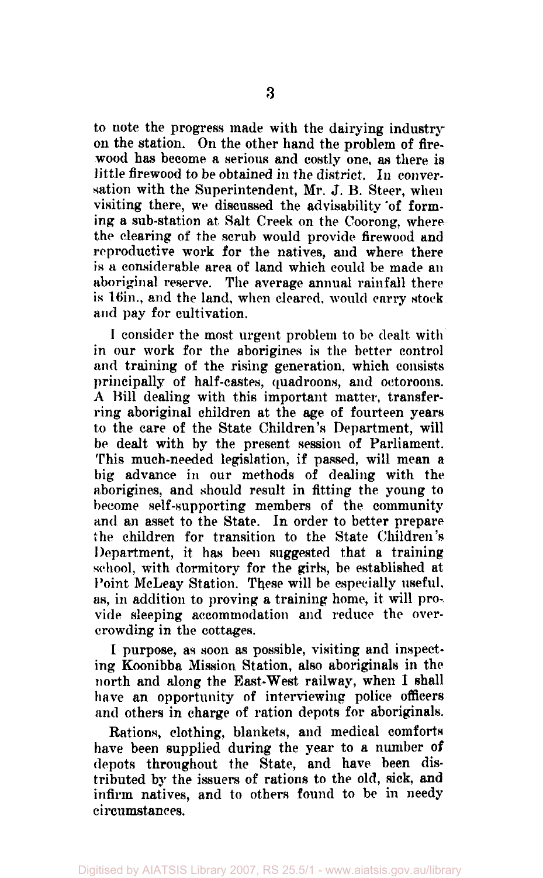to note the progress made with the dairying industry on the station. On the other hand the problem of firewood has become a serious and costly one, as there is little firewood to be obtained in the district. In conversation with the Superintendent, Mr. J. B. Steer, when visiting there, we discussed the advisability of forming a sub-station at Salt Creek on the Coorong, where the clearing of the scrub would provide firewood and reproductive work for the natives, and where there is a considerable area of land which could be made an aboriginal reserve. The average annual rainfall there is 16in., and the land, when cleared, would carry stock and pay for cultivation.

I consider the most urgent problem to be dealt with in our work for the aborigines is the better control and training of the rising generation, which consists principally of half-castes, quadroons, and octoroons. A Bill dealing with this important matter, transferring aboriginal children at the age of fourteen years to the care of the State Children's Department, will be dealt with by the present session of Parliament. This much-needed legislation, if passed, will mean a big advance in our methods of dealing with the aborigines, and should result in fitting the young to become self-supporting members of the community and an asset to the State. In order to better prepare the children for transition to the State Children's Department, it has been suggested that a training school, with dormitory for the girls, be established at Point McLeay Station. These will be especially useful, as, in addition to proving a training home, it will provide sleeping accommodation and reduce the overcrowding in the cottages.

I purpose, as soon as possible, visiting and inspecting Koonibba Mission Station, also aboriginals in the north and along the East-West railway, when I shall have an opportunity of interviewing police officers and others in charge of ration depots for aboriginals.

Rations, clothing, blankets, and medical comforts have been supplied during the year to a number of depots throughout the State, and have been distributed by the issuers of rations to the old, sick, and infirm natives, and to others found to be in needy circumstances.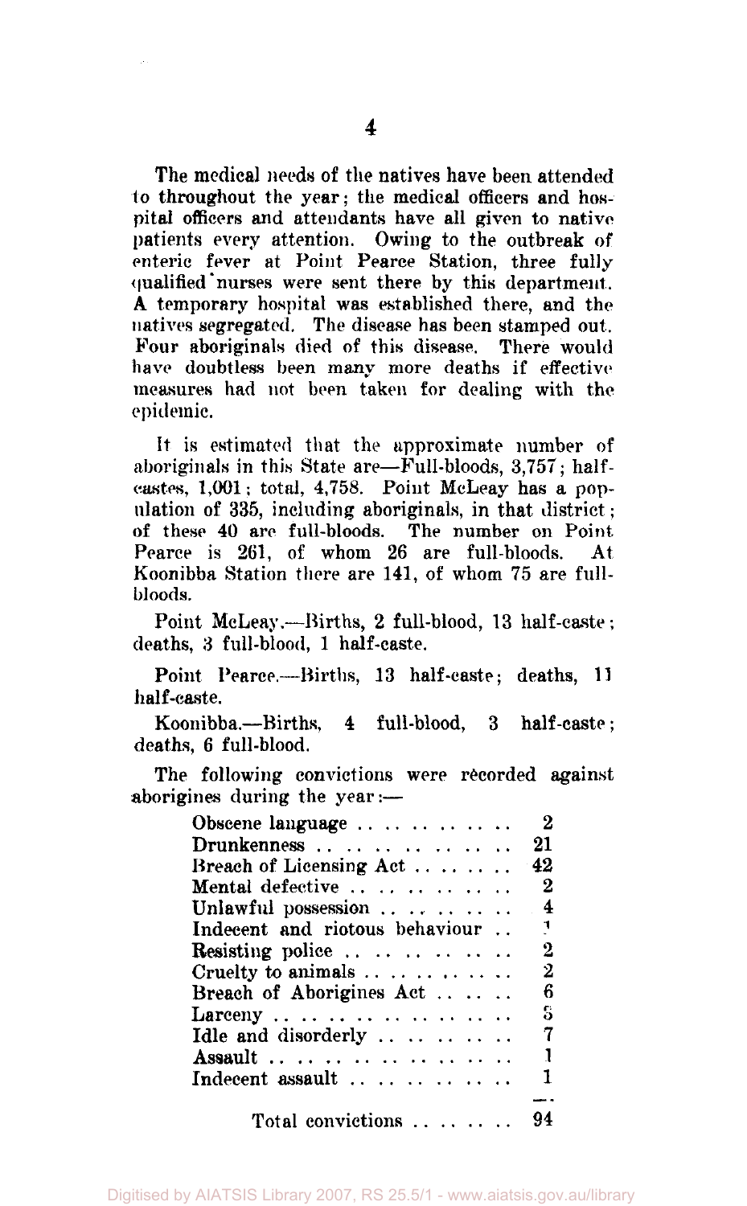The medical needs of the natives have been attended to throughout the year; the medical officers and hospital officers and attendants have all given to native patients every attention. Owing to the outbreak of enteric fever at Point Pearce Station, three fully qualified nurses were sent there by this department. A temporary hospital was established there, and the natives segregated. The disease has been stamped out. Four aboriginals died of this disease. There would have doubtless been many more deaths if effective measures had not been taken for dealing with the epidemic.

It is estimated that the approximate number of aboriginals in this State are—Full-bloods, 3,757; half-castes, 1,001; total, 4,758. Point McLeay has a population of 335, including aboriginals, in that district; of these 40 are full-bloods. The number on Point Pearce is 261, of whom 26 are full-bloods. At Koonibba Station there are 141, of whom 75 are full-bloods.

Point McLeay.—Births, 2 full-blood, 13 half-caste; deaths, 3 full-blood, 1 half-caste.

Point Pearce.—Births, 13 half-caste; deaths, 11 half-caste.

Koonibba.—Births, 4 full-blood, 3 half-caste; deaths, 6 full-blood.

The following convictions were recorded against aborigines during the year:—

| Offence | Number |
|---|---|
| Obscene language | 2 |
| Drunkenness | 21 |
| Breach of Licensing Act | 42 |
| Mental defective | 2 |
| Unlawful possession | 4 |
| Indecent and riotous behaviour | 1 |
| Resisting police | 2 |
| Cruelty to animals | 2 |
| Breach of Aborigines Act | 6 |
| Larceny | 3 |
| Idle and disorderly | 7 |
| Assault | 1 |
| Indecent assault | 1 |
| Total convictions | 94 |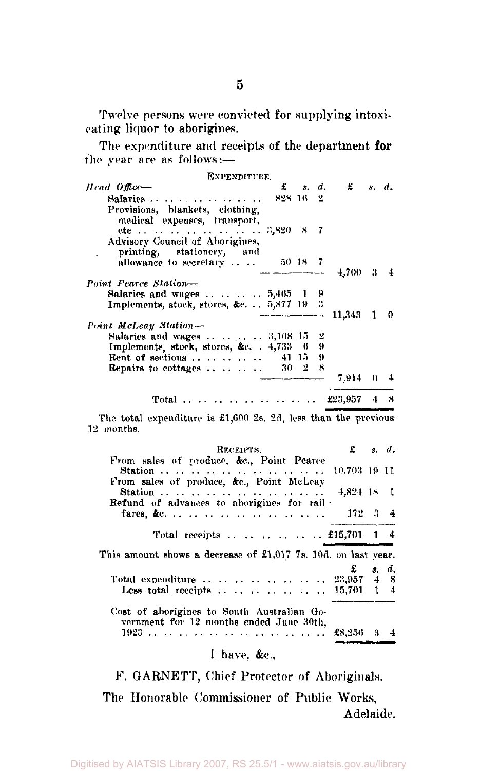Twelve persons were convicted for supplying intoxicating liquor to aborigines.

The expenditure and receipts of the department for the year are as follows:—

EXPENDITURE.

| | £ s. d. | £ s. d. |
|---|---|---|
| *Head Office*— | | |
| Salaries | 828 16 2 | |
| Provisions, blankets, clothing, medical expenses, transport, etc | 3,820 8 7 | |
| Advisory Council of Aborigines, printing, stationery, and allowance to secretary | 50 18 7 | |
| | | 4,700 3 4 |
| *Point Pearce Station*— | | |
| Salaries and wages | 5,465 1 9 | |
| Implements, stock, stores, &c. | 5,877 19 3 | |
| | | 11,343 1 0 |
| *Point McLeay Station*— | | |
| Salaries and wages | 3,108 15 2 | |
| Implements, stock, stores, &c. | 4,733 6 9 | |
| Rent of sections | 41 15 9 | |
| Repairs to cottages | 30 2 8 | |
| | | 7,914 0 4 |
| Total | | £23,957 4 8 |

The total expenditure is £1,600 2s. 2d. less than the previous 12 months.

RECEIPTS.

| | £ s. d. |
|---|---|
| From sales of produce, &c., Point Pearce Station | 10,703 19 11 |
| From sales of produce, &c., Point McLeay Station | 4,824 18 1 |
| Refund of advances to aborigines for rail fares, &c. | 172 3 4 |
| Total receipts | £15,701 1 4 |

This amount shows a decrease of £1,017 7s. 10d. on last year.

| | £ s. d. |
|---|---|
| Total expenditure | 23,957 4 8 |
| Less total receipts | 15,701 1 4 |
| Cost of aborigines to South Australian Government for 12 months ended June 30th, 1923 | £8,256 3 4 |

I have, &c.,

F. GARNETT, Chief Protector of Aboriginals.

The Honorable Commissioner of Public Works,
Adelaide.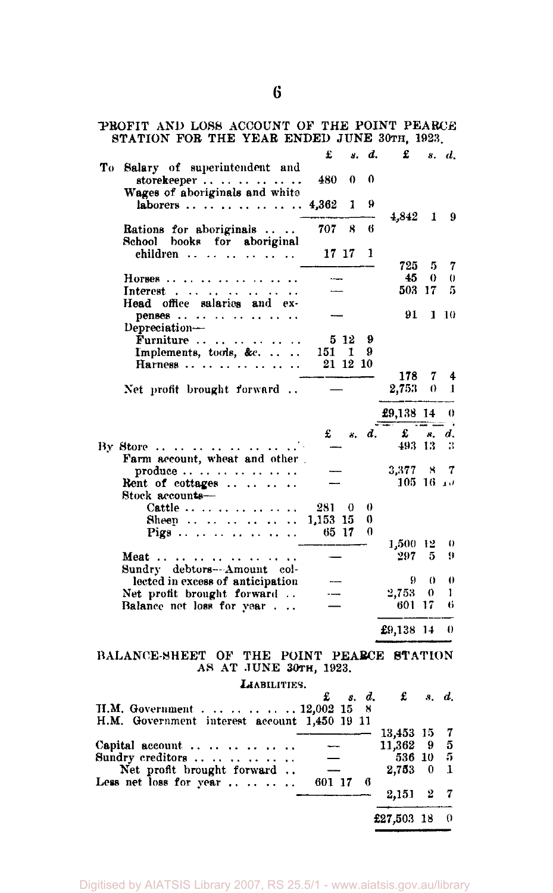## PROFIT AND LOSS ACCOUNT OF THE POINT PEARCE STATION FOR THE YEAR ENDED JUNE 30TH, 1923.

| | £ s. d. | £ s. d. |
|---|---|---|
| To Salary of superintendent and storekeeper | 480 0 0 | |
| Wages of aboriginals and white laborers | 4,362 1 9 | |
| | | 4,842 1 9 |
| Rations for aboriginals | 707 8 6 | |
| School books for aboriginal children | 17 17 1 | |
| | | 725 5 7 |
| Horses | — | 45 0 0 |
| Interest | — | 503 17 5 |
| Head office salaries and expenses | — | 91 1 10 |
| Depreciation— | | |
| Furniture | 5 12 9 | |
| Implements, tools, &c. | 151 1 9 | |
| Harness | 21 12 10 | |
| | | 178 7 4 |
| Net profit brought forward | — | 2,753 0 1 |
| | | £9,138 14 0 |

| | £ s. d. | £ s. d. |
|---|---|---|
| By Store | — | 493 13 3 |
| Farm account, wheat and other produce | — | 3,377 8 7 |
| Rent of cottages | — | 105 16 10 |
| Stock accounts— | | |
| Cattle | 281 0 0 | |
| Sheep | 1,153 15 0 | |
| Pigs | 65 17 0 | |
| | | 1,500 12 0 |
| Meat | — | 297 5 9 |
| Sundry debtors—Amount collected in excess of anticipation | — | 9 0 0 |
| Net profit brought forward | — | 2,753 0 1 |
| Balance net loss for year | — | 601 17 6 |
| | | £9,138 14 0 |

## BALANCE-SHEET OF THE POINT PEARCE STATION AS AT JUNE 30TH, 1923.

### LIABILITIES.

| | £ s. d. | £ s. d. |
|---|---|---|
| H.M. Government | 12,002 15 8 | |
| H.M. Government interest account | 1,450 19 11 | |
| | | 13,453 15 7 |
| Capital account | — | 11,362 9 5 |
| Sundry creditors | — | 536 10 5 |
| Net profit brought forward | — | 2,753 0 1 |
| Less net loss for year | 601 17 6 | |
| | | 2,151 2 7 |
| | | £27,503 18 0 |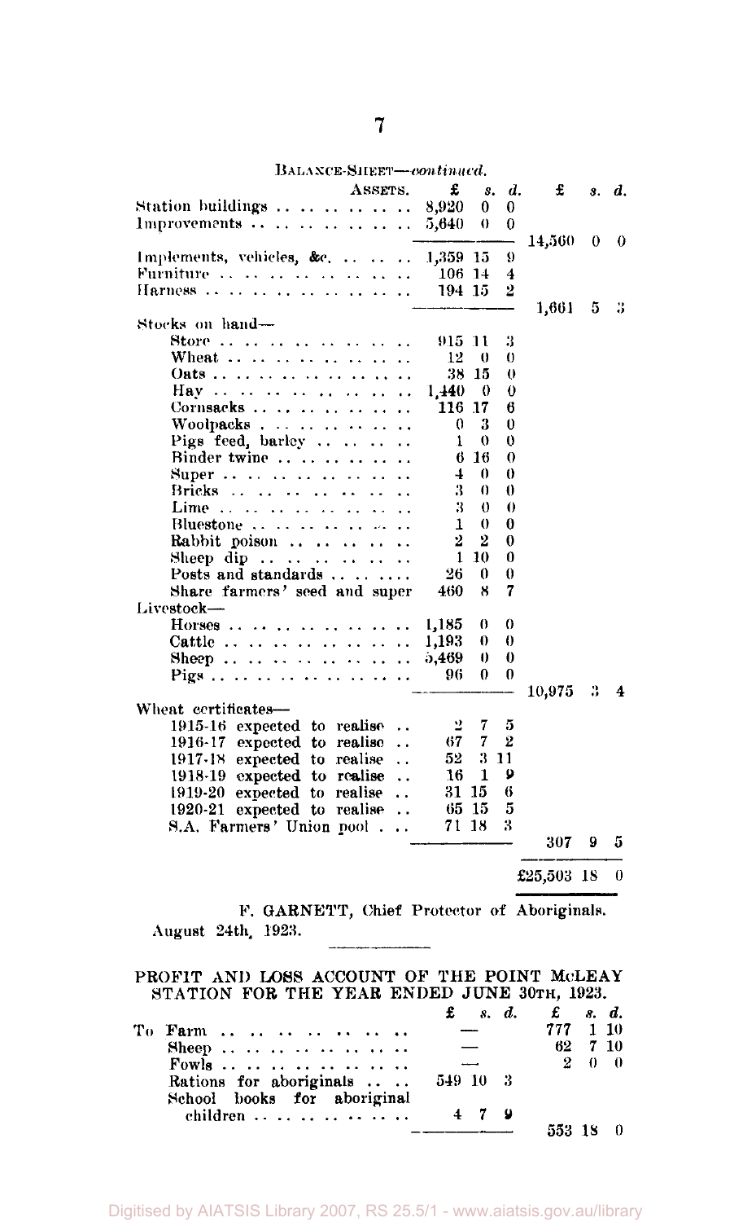BALANCE-SHEET—*continued*.

| ASSETS. | £ | s. | d. | £ | s. | d. |
|---|---|---|---|---|---|---|
| Station buildings | 8,920 | 0 | 0 | | | |
| Improvements | 5,640 | 0 | 0 | | | |
| | | | | 14,560 | 0 | 0 |
| Implements, vehicles, &c. | 1,359 | 15 | 9 | | | |
| Furniture | 106 | 14 | 4 | | | |
| Harness | 194 | 15 | 2 | | | |
| | | | | 1,661 | 5 | 3 |
| Stocks on hand— | | | | | | |
| Store | 915 | 11 | 3 | | | |
| Wheat | 12 | 0 | 0 | | | |
| Oats | 38 | 15 | 0 | | | |
| Hay | 1,440 | 0 | 0 | | | |
| Cornsacks | 116 | 17 | 6 | | | |
| Woolpacks | 0 | 3 | 0 | | | |
| Pigs feed, barley | 1 | 0 | 0 | | | |
| Binder twine | 6 | 16 | 0 | | | |
| Super | 4 | 0 | 0 | | | |
| Bricks | 3 | 0 | 0 | | | |
| Lime | 3 | 0 | 0 | | | |
| Bluestone | 1 | 0 | 0 | | | |
| Rabbit poison | 2 | 2 | 0 | | | |
| Sheep dip | 1 | 10 | 0 | | | |
| Posts and standards | 26 | 0 | 0 | | | |
| Share farmers' seed and super | 460 | 8 | 7 | | | |
| Livestock— | | | | | | |
| Horses | 1,185 | 0 | 0 | | | |
| Cattle | 1,193 | 0 | 0 | | | |
| Sheep | 5,469 | 0 | 0 | | | |
| Pigs | 96 | 0 | 0 | | | |
| | | | | 10,975 | 3 | 4 |
| Wheat certificates— | | | | | | |
| 1915-16 expected to realise | 2 | 7 | 5 | | | |
| 1916-17 expected to realise | 67 | 7 | 2 | | | |
| 1917-18 expected to realise | 52 | 3 | 11 | | | |
| 1918-19 expected to realise | 16 | 1 | 9 | | | |
| 1919-20 expected to realise | 31 | 15 | 6 | | | |
| 1920-21 expected to realise | 65 | 15 | 5 | | | |
| S.A. Farmers' Union pool | 71 | 18 | 3 | | | |
| | | | | 307 | 9 | 5 |
| | | | | £25,503 | 18 | 0 |

F. GARNETT, Chief Protector of Aboriginals.

August 24th, 1923.

## PROFIT AND LOSS ACCOUNT OF THE POINT McLEAY STATION FOR THE YEAR ENDED JUNE 30TH, 1923.

| | £ | s. | d. | £ | s. | d. |
|---|---|---|---|---|---|---|
| To Farm | — | | | 777 | 1 | 10 |
| Sheep | — | | | 62 | 7 | 10 |
| Fowls | — | | | 2 | 0 | 0 |
| Rations for aboriginals | 549 | 10 | 3 | | | |
| School books for aboriginal children | 4 | 7 | 9 | | | |
| | | | | 553 | 18 | 0 |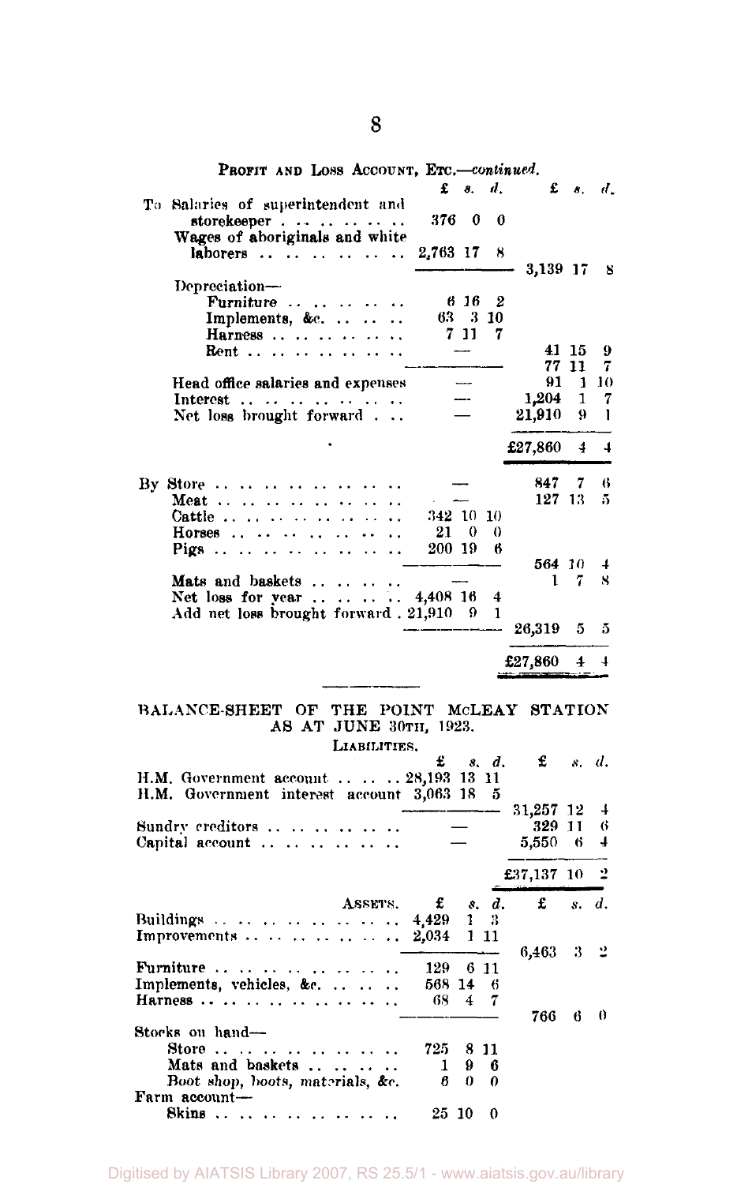PROFIT AND LOSS ACCOUNT, ETC.—*continued.*

| | £ s. d. | £ s. d. |
|---|---|---|
| To Salaries of superintendent and storekeeper | 376 0 0 | |
| Wages of aboriginals and white laborers | 2,763 17 8 | |
| | | 3,139 17 8 |
| Depreciation— | | |
| Furniture | 6 16 2 | |
| Implements, &c. | 63 3 10 | |
| Harness | 7 11 7 | |
| Rent | — | 41 15 9 |
| | | 77 11 7 |
| Head office salaries and expenses | — | 91 1 10 |
| Interest | — | 1,204 1 7 |
| Net loss brought forward | — | 21,910 9 1 |
| | | £27,860 4 4 |
| By Store | — | 847 7 6 |
| Meat | — | 127 13 5 |
| Cattle | 342 10 10 | |
| Horses | 21 0 0 | |
| Pigs | 200 19 6 | |
| | | 564 10 4 |
| Mats and baskets | — | 1 7 8 |
| Net loss for year | 4,408 16 4 | |
| Add net loss brought forward | 21,910 9 1 | |
| | | 26,319 5 5 |
| | | £27,860 4 4 |

## BALANCE-SHEET OF THE POINT McLEAY STATION AS AT JUNE 30TH, 1923.

LIABILITIES.

| | £ s. d. | £ s. d. |
|---|---|---|
| H.M. Government account | 28,193 13 11 | |
| H.M. Government interest account | 3,063 18 5 | |
| | | 31,257 12 4 |
| Sundry creditors | — | 329 11 6 |
| Capital account | — | 5,550 6 4 |
| | | £37,137 10 2 |

| ASSETS. | £ s. d. | £ s. d. |
|---|---|---|
| Buildings | 4,429 1 3 | |
| Improvements | 2,034 1 11 | |
| | | 6,463 3 2 |
| Furniture | 129 6 11 | |
| Implements, vehicles, &c. | 568 14 6 | |
| Harness | 68 4 7 | |
| | | 766 6 0 |
| Stocks on hand— | | |
| Store | 725 8 11 | |
| Mats and baskets | 1 9 6 | |
| Boot shop, boots, materials, &c. | 6 0 0 | |
| Farm account— | | |
| Skins | 25 10 0 | |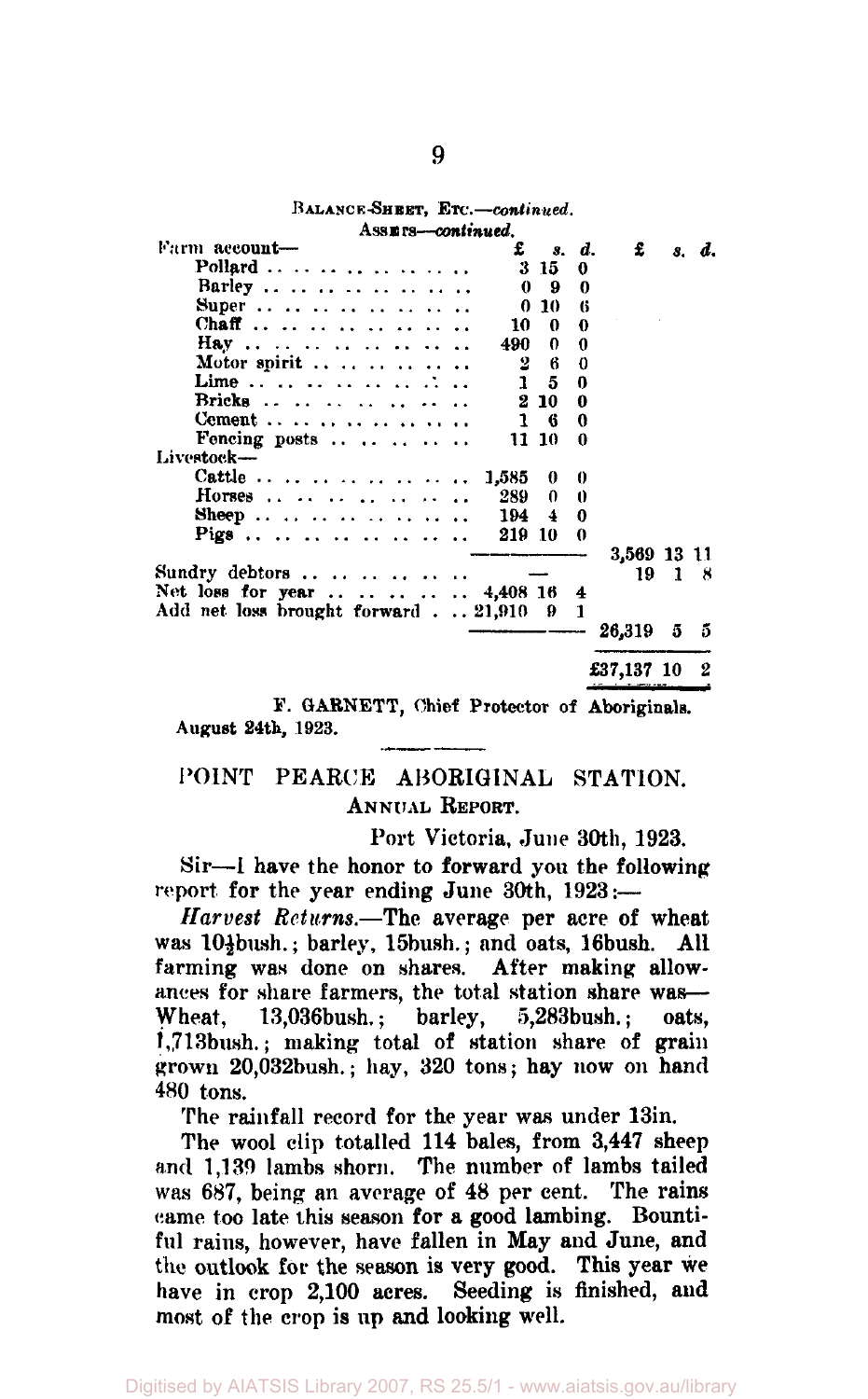BALANCE-SHEET, ETC.—*continued*.

ASSETS—*continued*.

| | £ | s. | d. | £ | s. | d. |
|---|---|---|---|---|---|---|
| Farm account— | | | | | | |
| Pollard | 3 | 15 | 0 | | | |
| Barley | 0 | 9 | 0 | | | |
| Super | 0 | 10 | 6 | | | |
| Chaff | 10 | 0 | 0 | | | |
| Hay | 490 | 0 | 0 | | | |
| Motor spirit | 2 | 6 | 0 | | | |
| Lime | 1 | 5 | 0 | | | |
| Bricks | 2 | 10 | 0 | | | |
| Cement | 1 | 6 | 0 | | | |
| Fencing posts | 11 | 10 | 0 | | | |
| Livestock— | | | | | | |
| Cattle | 1,585 | 0 | 0 | | | |
| Horses | 289 | 0 | 0 | | | |
| Sheep | 194 | 4 | 0 | | | |
| Pigs | 219 | 10 | 0 | | | |
| | | | | 3,569 | 13 | 11 |
| Sundry debtors | — | | | 19 | 1 | 8 |
| Net loss for year | 4,408 | 16 | 4 | | | |
| Add net loss brought forward | 21,910 | 9 | 1 | | | |
| | | | | 26,319 | 5 | 5 |
| | | | | £37,137 | 10 | 2 |

F. GARNETT, Chief Protector of Aboriginals.

August 24th, 1923.

## POINT PEARCE ABORIGINAL STATION.

### ANNUAL REPORT.

Port Victoria, June 30th, 1923.

Sir—I have the honor to forward you the following report for the year ending June 30th, 1923:—

*Harvest Returns.*—The average per acre of wheat was 10½bush.; barley, 15bush.; and oats, 16bush. All farming was done on shares. After making allowances for share farmers, the total station share was—Wheat, 13,036bush.; barley, 5,283bush.; oats, 1,713bush.; making total of station share of grain grown 20,032bush.; hay, 320 tons; hay now on hand 480 tons.

The rainfall record for the year was under 13in.

The wool clip totalled 114 bales, from 3,447 sheep and 1,139 lambs shorn. The number of lambs tailed was 687, being an average of 48 per cent. The rains came too late this season for a good lambing. Bountiful rains, however, have fallen in May and June, and the outlook for the season is very good. This year we have in crop 2,100 acres. Seeding is finished, and most of the crop is up and looking well.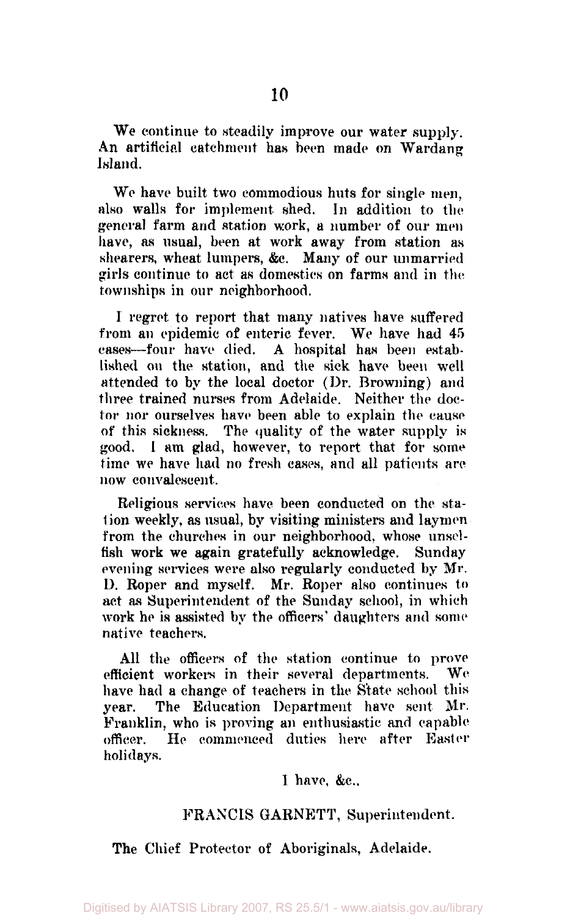We continue to steadily improve our water supply. An artificial catchment has been made on Wardang Island.

We have built two commodious huts for single men, also walls for implement shed. In addition to the general farm and station work, a number of our men have, as usual, been at work away from station as shearers, wheat lumpers, &c. Many of our unmarried girls continue to act as domestics on farms and in the townships in our neighborhood.

I regret to report that many natives have suffered from an epidemic of enteric fever. We have had 45 cases—four have died. A hospital has been established on the station, and the sick have been well attended to by the local doctor (Dr. Browning) and three trained nurses from Adelaide. Neither the doctor nor ourselves have been able to explain the cause of this sickness. The quality of the water supply is good. I am glad, however, to report that for some time we have had no fresh cases, and all patients are now convalescent.

Religious services have been conducted on the station weekly, as usual, by visiting ministers and laymen from the churches in our neighborhood, whose unselfish work we again gratefully acknowledge. Sunday evening services were also regularly conducted by Mr. D. Roper and myself. Mr. Roper also continues to act as Superintendent of the Sunday school, in which work he is assisted by the officers' daughters and some native teachers.

All the officers of the station continue to prove efficient workers in their several departments. We have had a change of teachers in the State school this year. The Education Department have sent Mr. Franklin, who is proving an enthusiastic and capable officer. He commenced duties here after Easter holidays.

I have, &c.,

FRANCIS GARNETT, Superintendent.

The Chief Protector of Aboriginals, Adelaide.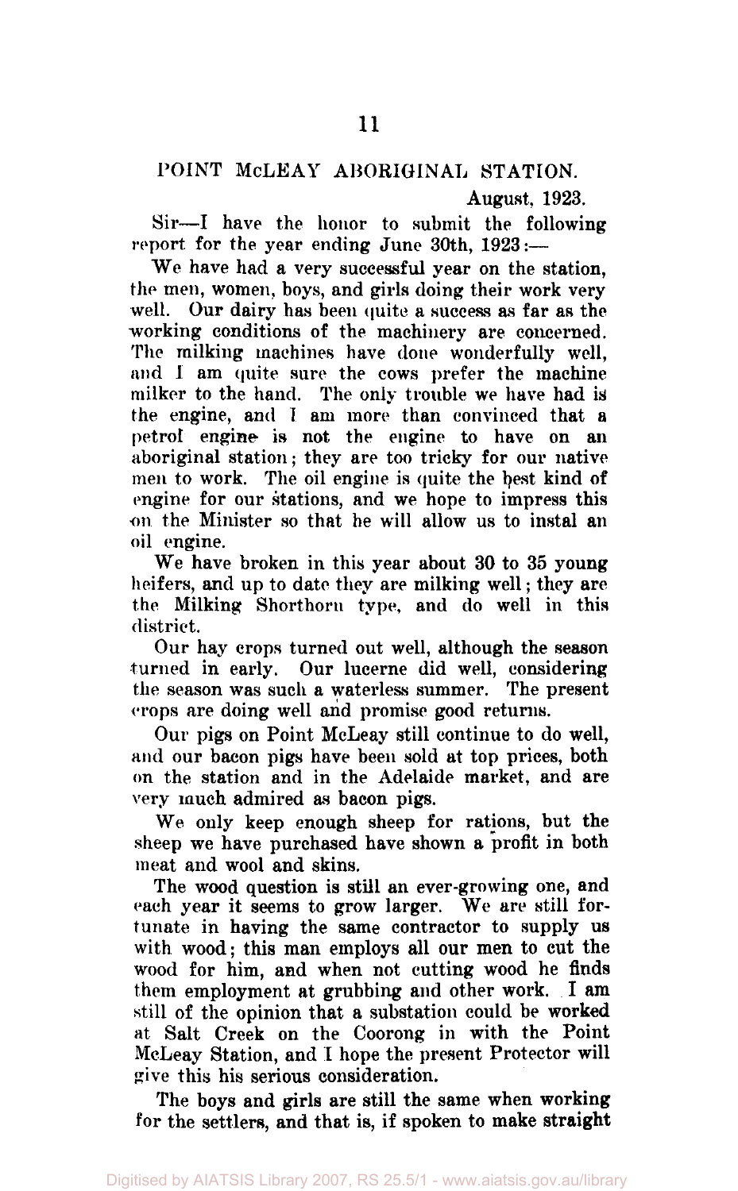## POINT McLEAY ABORIGINAL STATION.

August, 1923.

Sir—I have the honor to submit the following report for the year ending June 30th, 1923:—

We have had a very successful year on the station, the men, women, boys, and girls doing their work very well. Our dairy has been quite a success as far as the working conditions of the machinery are concerned. The milking machines have done wonderfully well, and I am quite sure the cows prefer the machine milker to the hand. The only trouble we have had is the engine, and I am more than convinced that a petrol engine is not the engine to have on an aboriginal station; they are too tricky for our native men to work. The oil engine is quite the best kind of engine for our stations, and we hope to impress this on the Minister so that he will allow us to instal an oil engine.

We have broken in this year about 30 to 35 young heifers, and up to date they are milking well; they are the Milking Shorthorn type, and do well in this district.

Our hay crops turned out well, although the season turned in early. Our lucerne did well, considering the season was such a waterless summer. The present crops are doing well and promise good returns.

Our pigs on Point McLeay still continue to do well, and our bacon pigs have been sold at top prices, both on the station and in the Adelaide market, and are very much admired as bacon pigs.

We only keep enough sheep for rations, but the sheep we have purchased have shown a profit in both meat and wool and skins.

The wood question is still an ever-growing one, and each year it seems to grow larger. We are still fortunate in having the same contractor to supply us with wood; this man employs all our men to cut the wood for him, and when not cutting wood he finds them employment at grubbing and other work. I am still of the opinion that a substation could be worked at Salt Creek on the Coorong in with the Point McLeay Station, and I hope the present Protector will give this his serious consideration.

The boys and girls are still the same when working for the settlers, and that is, if spoken to make straight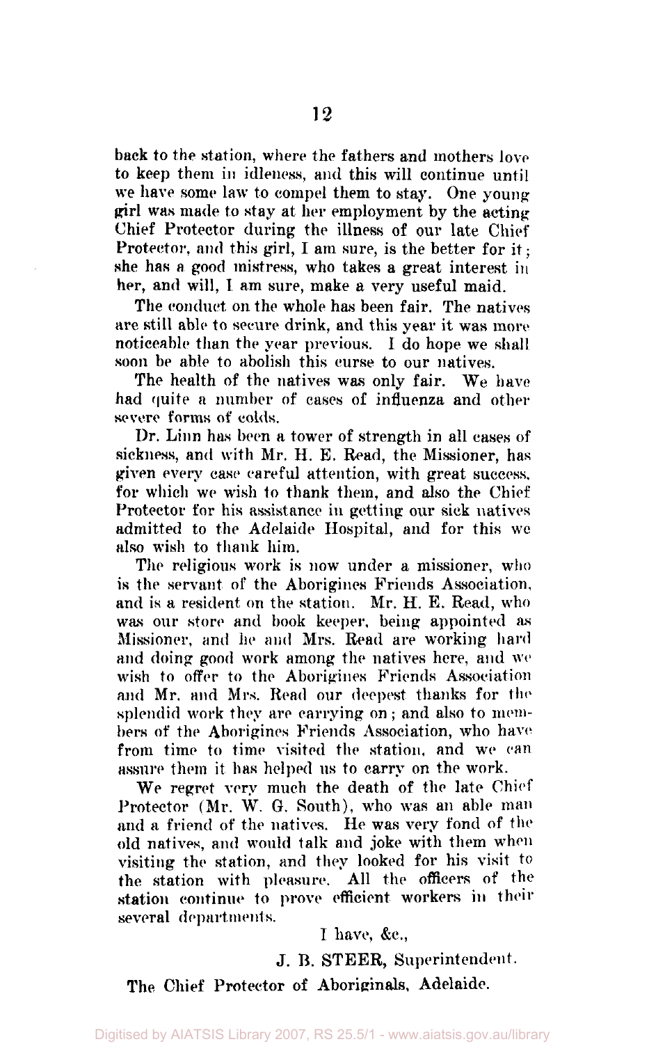back to the station, where the fathers and mothers love to keep them in idleness, and this will continue until we have some law to compel them to stay. One young girl was made to stay at her employment by the acting Chief Protector during the illness of our late Chief Protector, and this girl, I am sure, is the better for it; she has a good mistress, who takes a great interest in her, and will, I am sure, make a very useful maid.

The conduct on the whole has been fair. The natives are still able to secure drink, and this year it was more noticeable than the year previous. I do hope we shall soon be able to abolish this curse to our natives.

The health of the natives was only fair. We have had quite a number of cases of influenza and other severe forms of colds.

Dr. Linn has been a tower of strength in all cases of sickness, and with Mr. H. E. Read, the Missioner, has given every case careful attention, with great success, for which we wish to thank them, and also the Chief Protector for his assistance in getting our sick natives admitted to the Adelaide Hospital, and for this we also wish to thank him.

The religious work is now under a missioner, who is the servant of the Aborigines Friends Association, and is a resident on the station. Mr. H. E. Read, who was our store and book keeper, being appointed as Missioner, and he and Mrs. Read are working hard and doing good work among the natives here, and we wish to offer to the Aborigines Friends Association and Mr. and Mrs. Read our deepest thanks for the splendid work they are carrying on; and also to members of the Aborigines Friends Association, who have from time to time visited the station, and we can assure them it has helped us to carry on the work.

We regret very much the death of the late Chief Protector (Mr. W. G. South), who was an able man and a friend of the natives. He was very fond of the old natives, and would talk and joke with them when visiting the station, and they looked for his visit to the station with pleasure. All the officers of the station continue to prove efficient workers in their several departments.

I have, &c.,

J. B. STEER, Superintendent.

The Chief Protector of Aboriginals, Adelaide.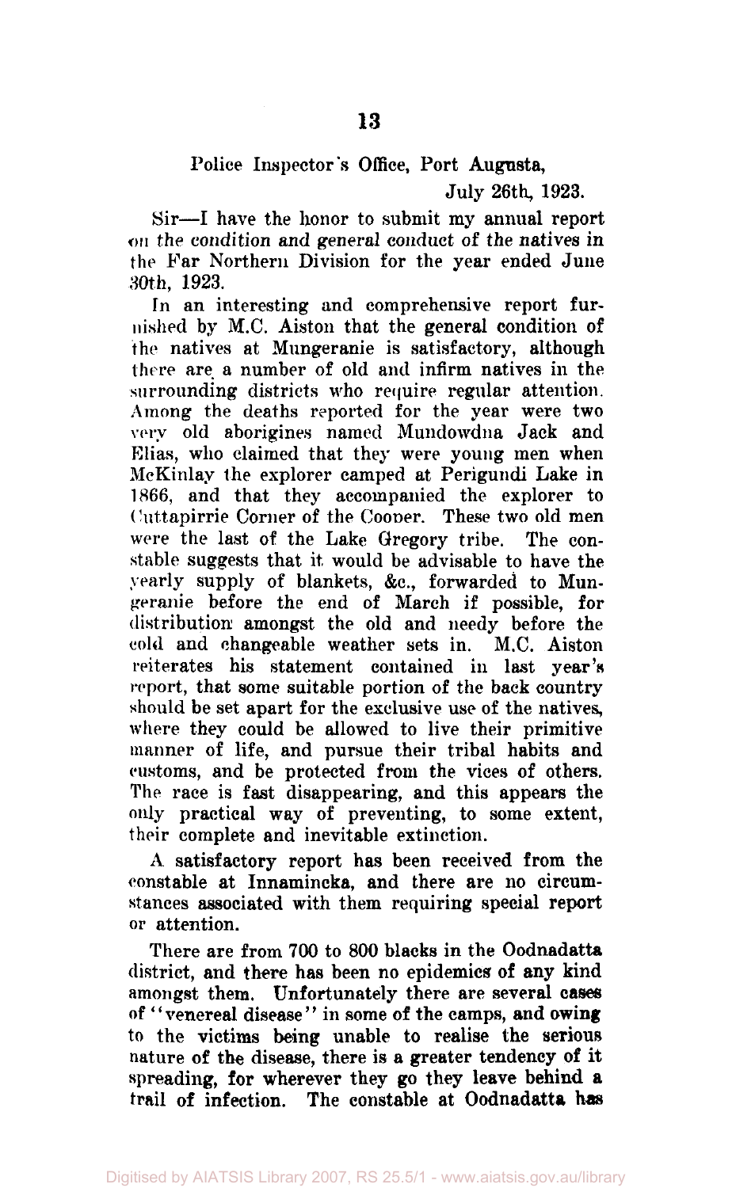Police Inspector's Office, Port Augusta,

July 26th, 1923.

Sir—I have the honor to submit my annual report on the condition and general conduct of the natives in the Far Northern Division for the year ended June 30th, 1923.

In an interesting and comprehensive report furnished by M.C. Aiston that the general condition of the natives at Mungeranie is satisfactory, although there are a number of old and infirm natives in the surrounding districts who require regular attention. Among the deaths reported for the year were two very old aborigines named Mundowdna Jack and Elias, who claimed that they were young men when McKinlay the explorer camped at Perigundi Lake in 1866, and that they accompanied the explorer to Cuttapirrie Corner of the Cooper. These two old men were the last of the Lake Gregory tribe. The constable suggests that it would be advisable to have the yearly supply of blankets, &c., forwarded to Mungeranie before the end of March if possible, for distribution amongst the old and needy before the cold and changeable weather sets in. M.C. Aiston reiterates his statement contained in last year's report, that some suitable portion of the back country should be set apart for the exclusive use of the natives, where they could be allowed to live their primitive manner of life, and pursue their tribal habits and customs, and be protected from the vices of others. The race is fast disappearing, and this appears the only practical way of preventing, to some extent, their complete and inevitable extinction.

A satisfactory report has been received from the constable at Innamincka, and there are no circumstances associated with them requiring special report or attention.

There are from 700 to 800 blacks in the Oodnadatta district, and there has been no epidemics of any kind amongst them. Unfortunately there are several cases of "venereal disease" in some of the camps, and owing to the victims being unable to realise the serious nature of the disease, there is a greater tendency of it spreading, for wherever they go they leave behind a trail of infection. The constable at Oodnadatta has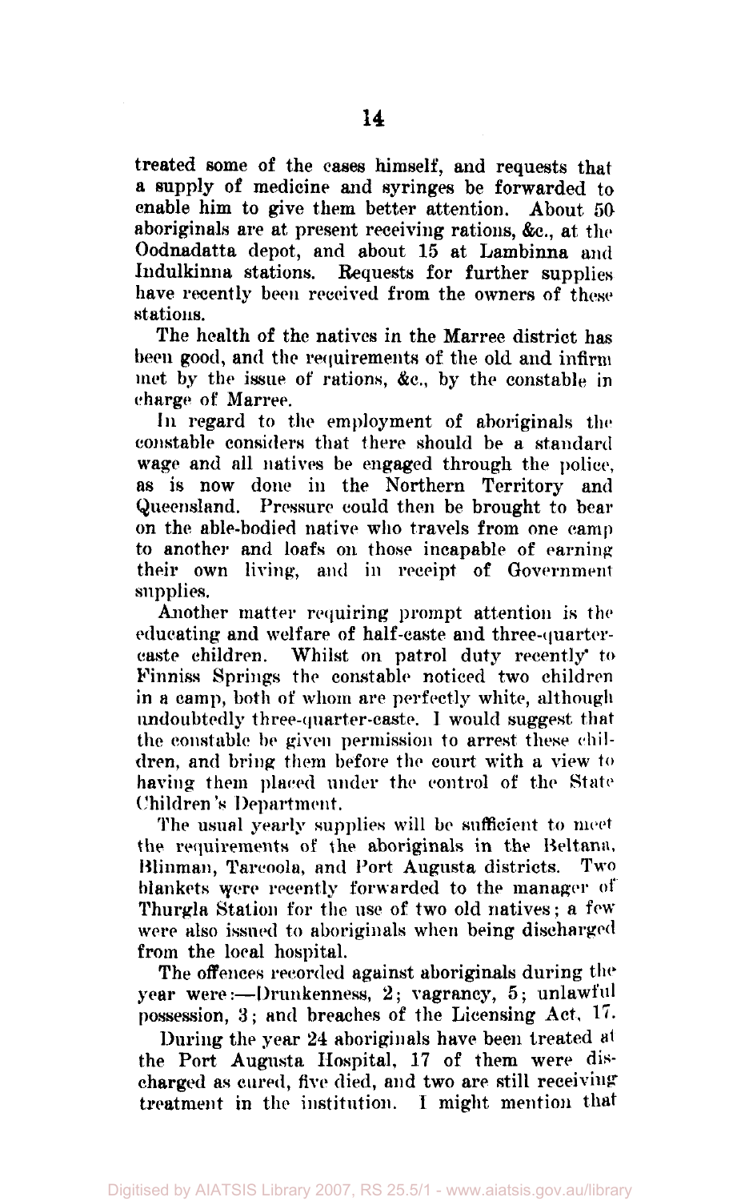treated some of the cases himself, and requests that a supply of medicine and syringes be forwarded to enable him to give them better attention. About 50 aboriginals are at present receiving rations, &c., at the Oodnadatta depot, and about 15 at Lambinna and Indulkinna stations. Requests for further supplies have recently been received from the owners of these stations.

The health of the natives in the Marree district has been good, and the requirements of the old and infirm met by the issue of rations, &c., by the constable in charge of Marree.

In regard to the employment of aboriginals the constable considers that there should be a standard wage and all natives be engaged through the police, as is now done in the Northern Territory and Queensland. Pressure could then be brought to bear on the able-bodied native who travels from one camp to another and loafs on those incapable of earning their own living, and in receipt of Government supplies.

Another matter requiring prompt attention is the educating and welfare of half-caste and three-quarter-caste children. Whilst on patrol duty recently to Finniss Springs the constable noticed two children in a camp, both of whom are perfectly white, although undoubtedly three-quarter-caste. I would suggest that the constable be given permission to arrest these children, and bring them before the court with a view to having them placed under the control of the State Children's Department.

The usual yearly supplies will be sufficient to meet the requirements of the aboriginals in the Beltana, Blinman, Tarcoola, and Port Augusta districts. Two blankets were recently forwarded to the manager of Thurgla Station for the use of two old natives; a few were also issued to aboriginals when being discharged from the local hospital.

The offences recorded against aboriginals during the year were:—Drunkenness, 2; vagrancy, 5; unlawful possession, 3; and breaches of the Licensing Act, 17.

During the year 24 aboriginals have been treated at the Port Augusta Hospital, 17 of them were discharged as cured, five died, and two are still receiving treatment in the institution. I might mention that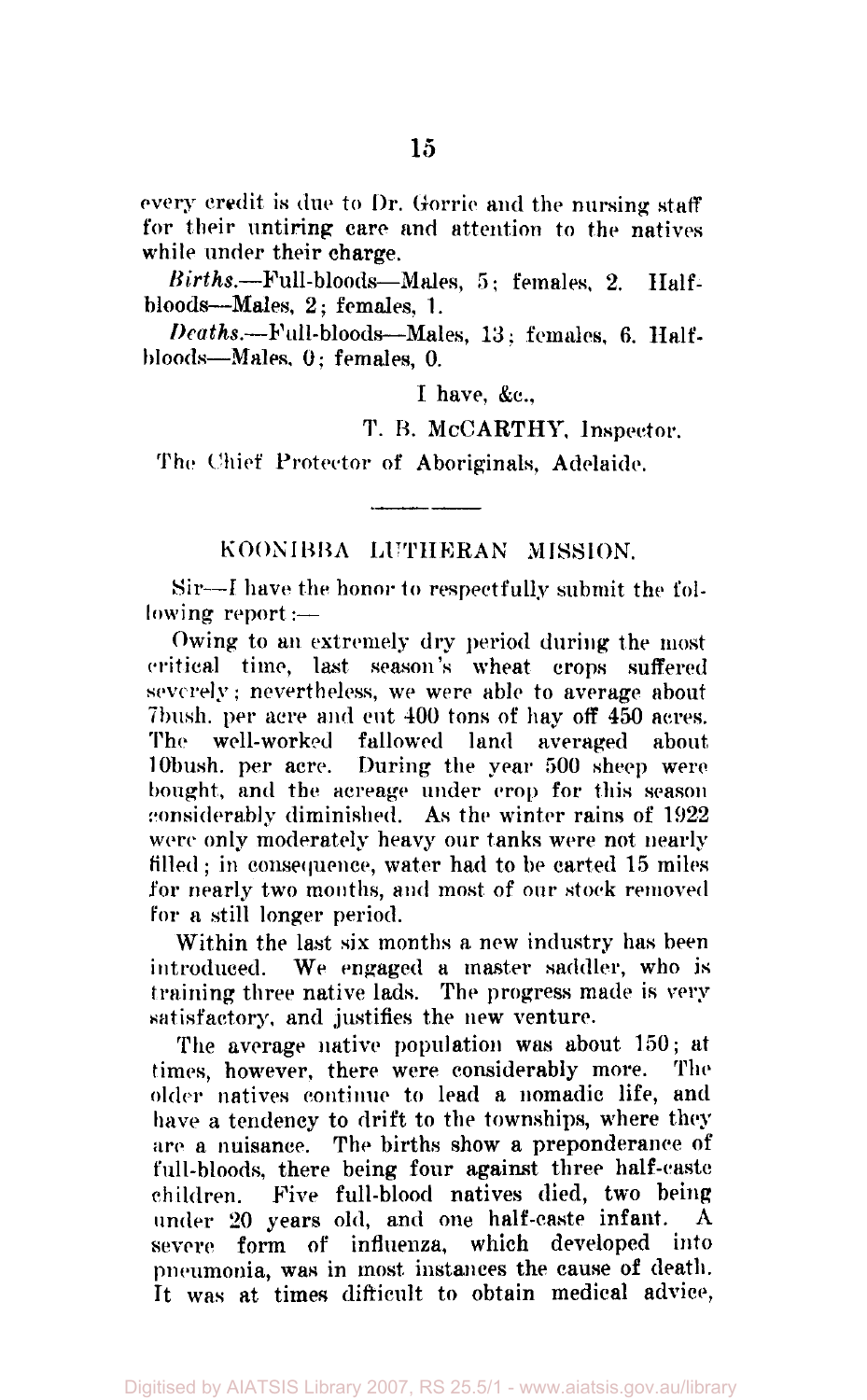every credit is due to Dr. Gorrie and the nursing staff for their untiring care and attention to the natives while under their charge.

*Births.*—Full-bloods—Males, 5; females, 2. Half-bloods—Males, 2; females, 1.

*Deaths.*—Full-bloods—Males, 13; females, 6. Half-bloods—Males, 0; females, 0.

I have, &c.,

T. B. McCARTHY, Inspector.

The Chief Protector of Aboriginals, Adelaide.

---

## KOONIBBA LUTHERAN MISSION.

Sir—I have the honor to respectfully submit the following report:—

Owing to an extremely dry period during the most critical time, last season's wheat crops suffered severely; nevertheless, we were able to average about 7bush. per acre and cut 400 tons of hay off 450 acres. The well-worked fallowed land averaged about 10bush. per acre. During the year 500 sheep were bought, and the acreage under crop for this season considerably diminished. As the winter rains of 1922 were only moderately heavy our tanks were not nearly filled; in consequence, water had to be carted 15 miles for nearly two months, and most of our stock removed for a still longer period.

Within the last six months a new industry has been introduced. We engaged a master saddler, who is training three native lads. The progress made is very satisfactory, and justifies the new venture.

The average native population was about 150; at times, however, there were considerably more. The older natives continue to lead a nomadic life, and have a tendency to drift to the townships, where they are a nuisance. The births show a preponderance of full-bloods, there being four against three half-caste children. Five full-blood natives died, two being under 20 years old, and one half-caste infant. A severe form of influenza, which developed into pneumonia, was in most instances the cause of death. It was at times difficult to obtain medical advice,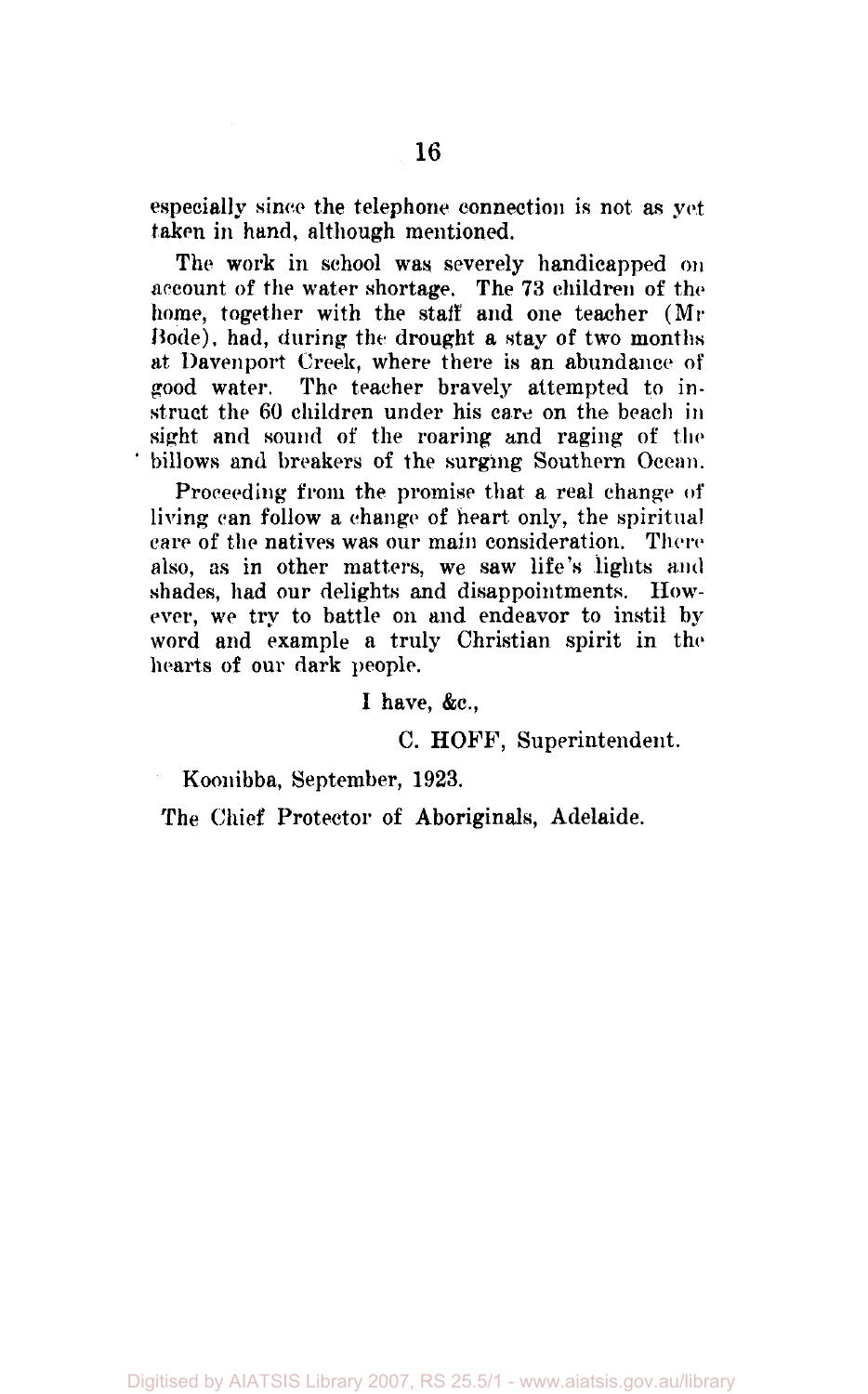especially since the telephone connection is not as yet taken in hand, although mentioned.

The work in school was severely handicapped on account of the water shortage. The 73 children of the home, together with the staff and one teacher (Mr Bode), had, during the drought a stay of two months at Davenport Creek, where there is an abundance of good water. The teacher bravely attempted to instruct the 60 children under his care on the beach in sight and sound of the roaring and raging of the billows and breakers of the surging Southern Ocean.

Proceeding from the promise that a real change of living can follow a change of heart only, the spiritual care of the natives was our main consideration. There also, as in other matters, we saw life's lights and shades, had our delights and disappointments. However, we try to battle on and endeavor to instil by word and example a truly Christian spirit in the hearts of our dark people.

I have, &c.,

C. HOFF, Superintendent.

Koonibba, September, 1923.

The Chief Protector of Aboriginals, Adelaide.